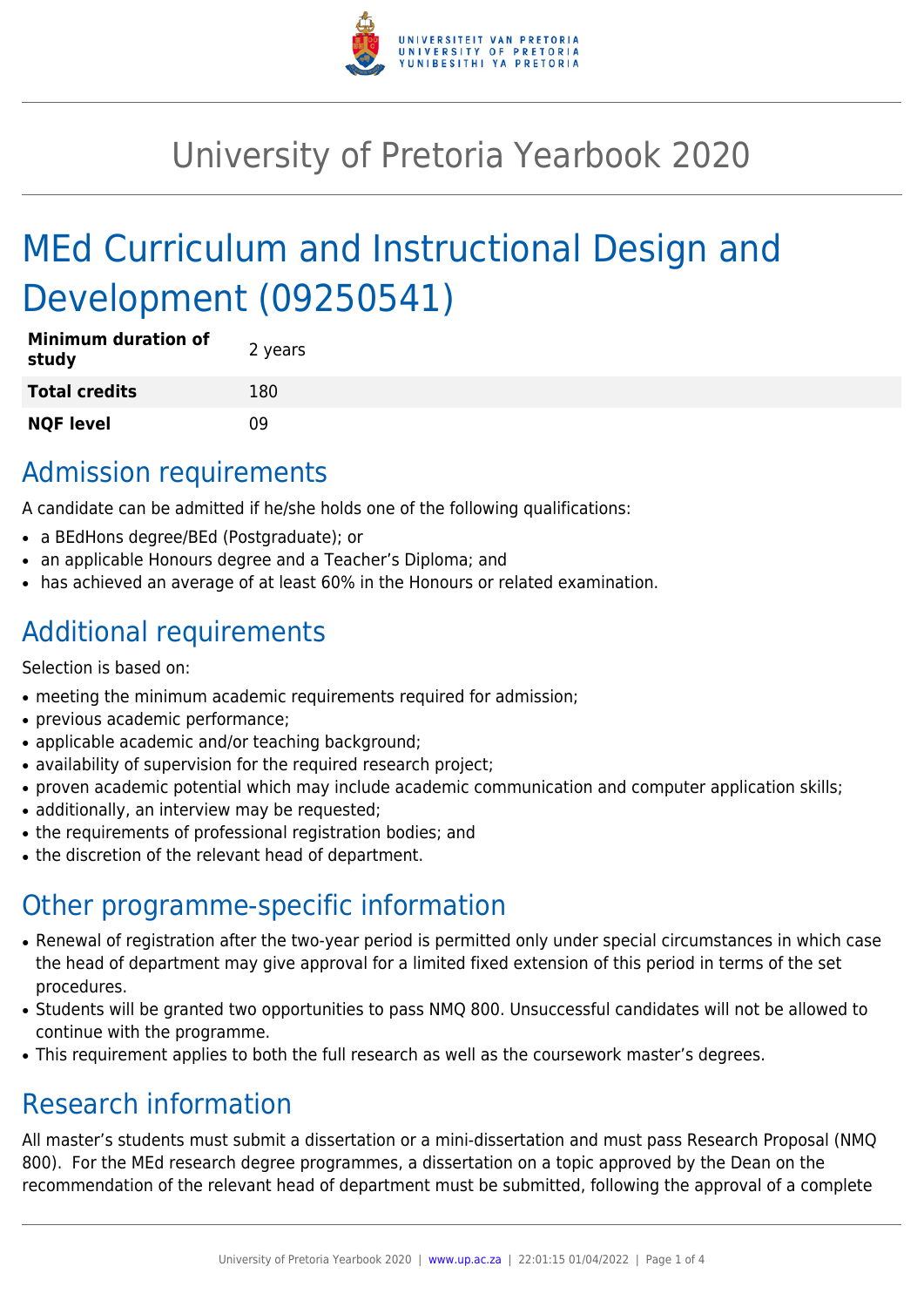# University of Pretoria Yearbook 2020

# MEd Curriculum and Instructional Design and Development (09250541)

| Minimum duration of study | 2 years |
|---|---|
| **Total credits** | 180 |
| **NQF level** | 09 |

## Admission requirements

A candidate can be admitted if he/she holds one of the following qualifications:

- a BEdHons degree/BEd (Postgraduate); or
- an applicable Honours degree and a Teacher's Diploma; and
- has achieved an average of at least 60% in the Honours or related examination.

## Additional requirements

Selection is based on:

- meeting the minimum academic requirements required for admission;
- previous academic performance;
- applicable academic and/or teaching background;
- availability of supervision for the required research project;
- proven academic potential which may include academic communication and computer application skills;
- additionally, an interview may be requested;
- the requirements of professional registration bodies; and
- the discretion of the relevant head of department.

## Other programme-specific information

- Renewal of registration after the two-year period is permitted only under special circumstances in which case the head of department may give approval for a limited fixed extension of this period in terms of the set procedures.
- Students will be granted two opportunities to pass NMQ 800. Unsuccessful candidates will not be allowed to continue with the programme.
- This requirement applies to both the full research as well as the coursework master's degrees.

## Research information

All master's students must submit a dissertation or a mini-dissertation and must pass Research Proposal (NMQ 800). For the MEd research degree programmes, a dissertation on a topic approved by the Dean on the recommendation of the relevant head of department must be submitted, following the approval of a complete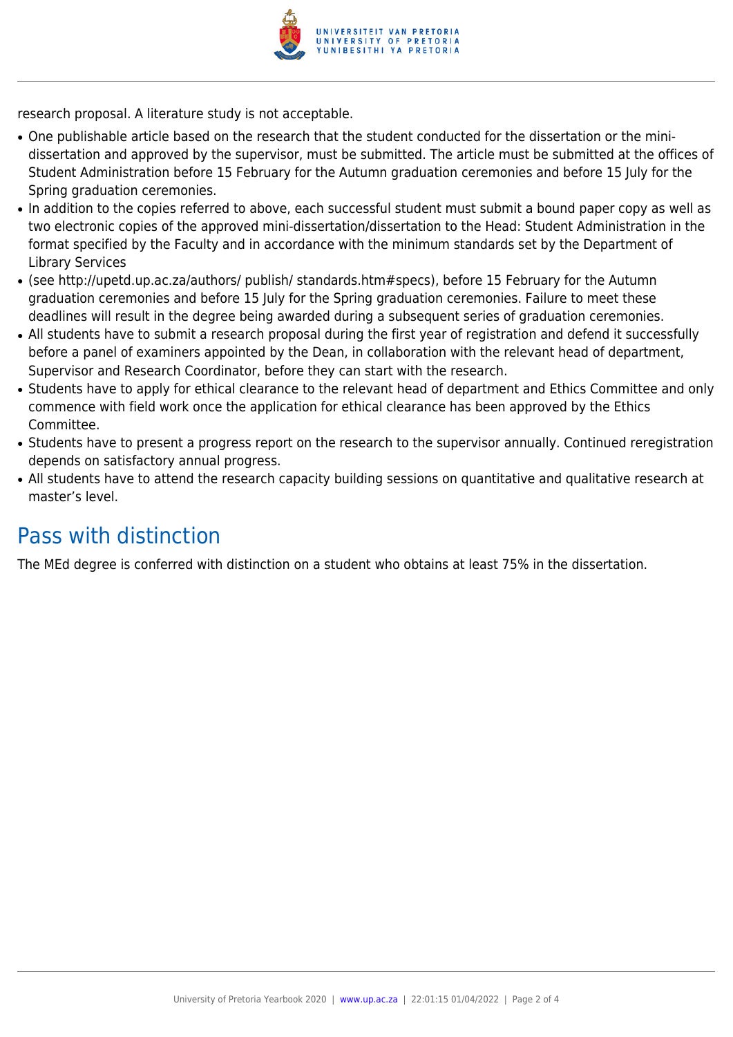research proposal. A literature study is not acceptable.

- One publishable article based on the research that the student conducted for the dissertation or the mini-dissertation and approved by the supervisor, must be submitted. The article must be submitted at the offices of Student Administration before 15 February for the Autumn graduation ceremonies and before 15 July for the Spring graduation ceremonies.
- In addition to the copies referred to above, each successful student must submit a bound paper copy as well as two electronic copies of the approved mini-dissertation/dissertation to the Head: Student Administration in the format specified by the Faculty and in accordance with the minimum standards set by the Department of Library Services
- (see http://upetd.up.ac.za/authors/ publish/ standards.htm#specs), before 15 February for the Autumn graduation ceremonies and before 15 July for the Spring graduation ceremonies. Failure to meet these deadlines will result in the degree being awarded during a subsequent series of graduation ceremonies.
- All students have to submit a research proposal during the first year of registration and defend it successfully before a panel of examiners appointed by the Dean, in collaboration with the relevant head of department, Supervisor and Research Coordinator, before they can start with the research.
- Students have to apply for ethical clearance to the relevant head of department and Ethics Committee and only commence with field work once the application for ethical clearance has been approved by the Ethics Committee.
- Students have to present a progress report on the research to the supervisor annually. Continued reregistration depends on satisfactory annual progress.
- All students have to attend the research capacity building sessions on quantitative and qualitative research at master's level.

## Pass with distinction

The MEd degree is conferred with distinction on a student who obtains at least 75% in the dissertation.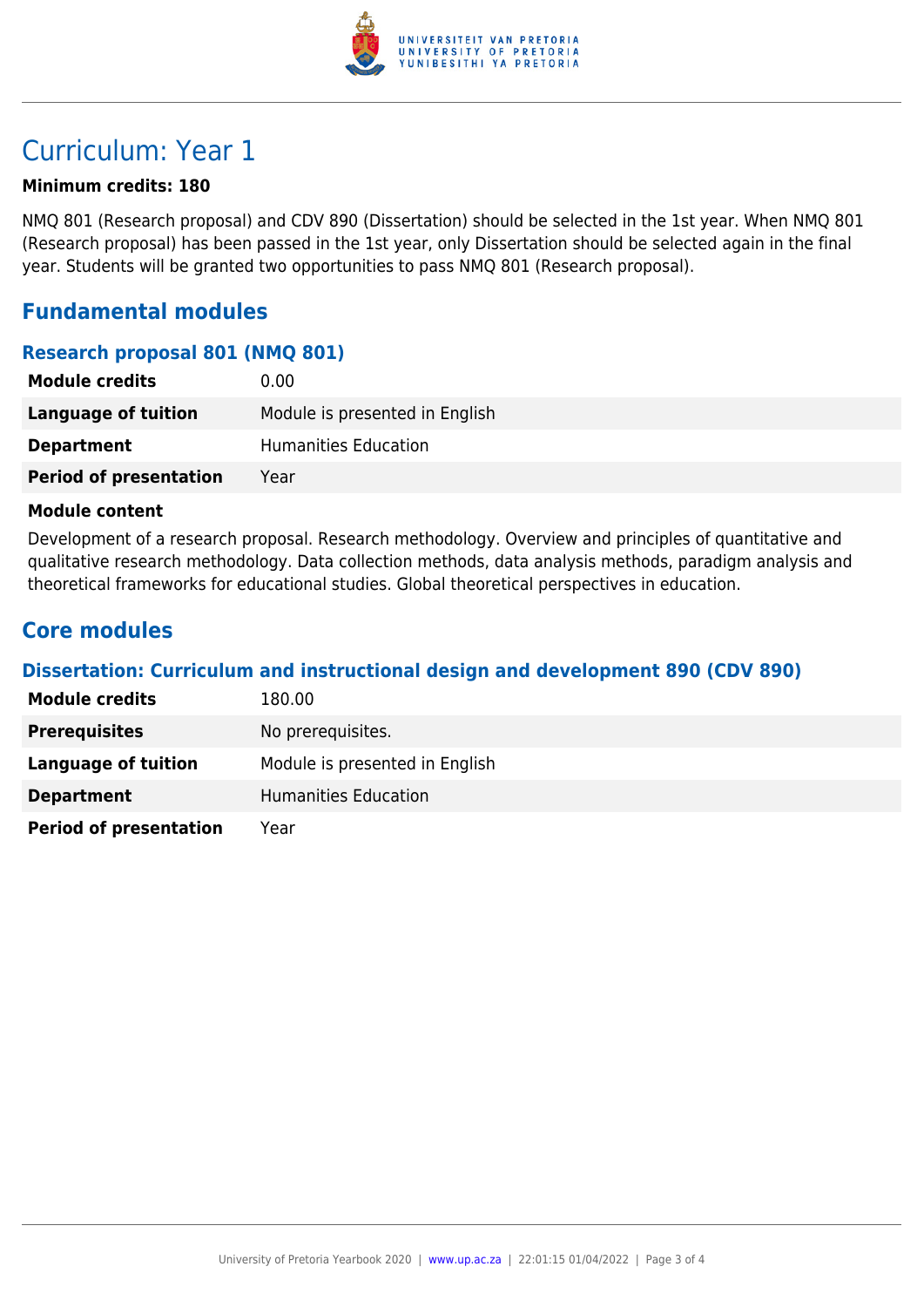# Curriculum: Year 1

**Minimum credits: 180**

NMQ 801 (Research proposal) and CDV 890 (Dissertation) should be selected in the 1st year. When NMQ 801 (Research proposal) has been passed in the 1st year, only Dissertation should be selected again in the final year. Students will be granted two opportunities to pass NMQ 801 (Research proposal).

## Fundamental modules

### Research proposal 801 (NMQ 801)

| | |
|---|---|
| **Module credits** | 0.00 |
| **Language of tuition** | Module is presented in English |
| **Department** | Humanities Education |
| **Period of presentation** | Year |

**Module content**

Development of a research proposal. Research methodology. Overview and principles of quantitative and qualitative research methodology. Data collection methods, data analysis methods, paradigm analysis and theoretical frameworks for educational studies. Global theoretical perspectives in education.

## Core modules

### Dissertation: Curriculum and instructional design and development 890 (CDV 890)

| | |
|---|---|
| **Module credits** | 180.00 |
| **Prerequisites** | No prerequisites. |
| **Language of tuition** | Module is presented in English |
| **Department** | Humanities Education |
| **Period of presentation** | Year |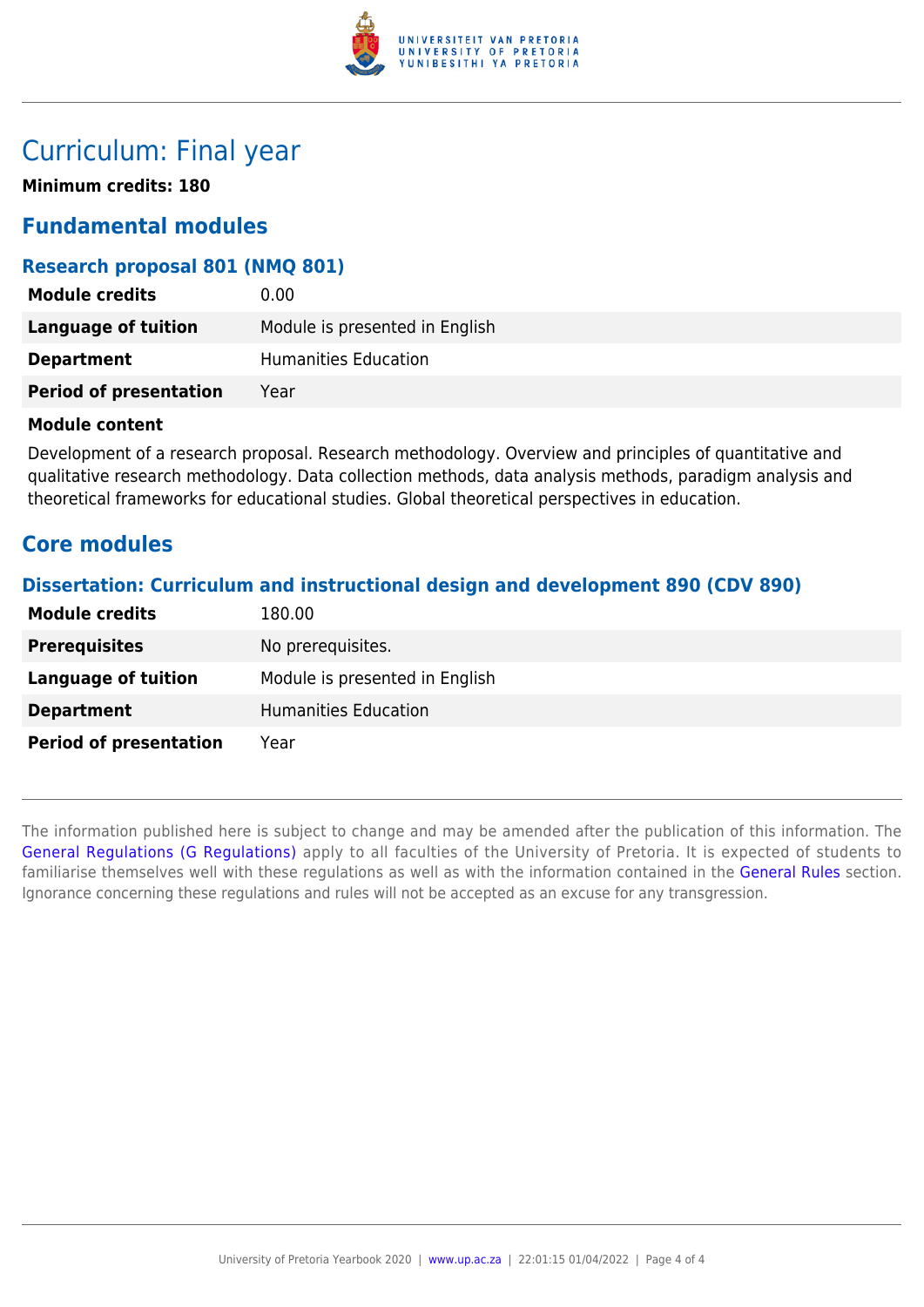# Curriculum: Final year

**Minimum credits: 180**

## Fundamental modules

### Research proposal 801 (NMQ 801)

| | |
|---|---|
| **Module credits** | 0.00 |
| **Language of tuition** | Module is presented in English |
| **Department** | Humanities Education |
| **Period of presentation** | Year |

**Module content**

Development of a research proposal. Research methodology. Overview and principles of quantitative and qualitative research methodology. Data collection methods, data analysis methods, paradigm analysis and theoretical frameworks for educational studies. Global theoretical perspectives in education.

## Core modules

### Dissertation: Curriculum and instructional design and development 890 (CDV 890)

| | |
|---|---|
| **Module credits** | 180.00 |
| **Prerequisites** | No prerequisites. |
| **Language of tuition** | Module is presented in English |
| **Department** | Humanities Education |
| **Period of presentation** | Year |

The information published here is subject to change and may be amended after the publication of this information. The General Regulations (G Regulations) apply to all faculties of the University of Pretoria. It is expected of students to familiarise themselves well with these regulations as well as with the information contained in the General Rules section. Ignorance concerning these regulations and rules will not be accepted as an excuse for any transgression.